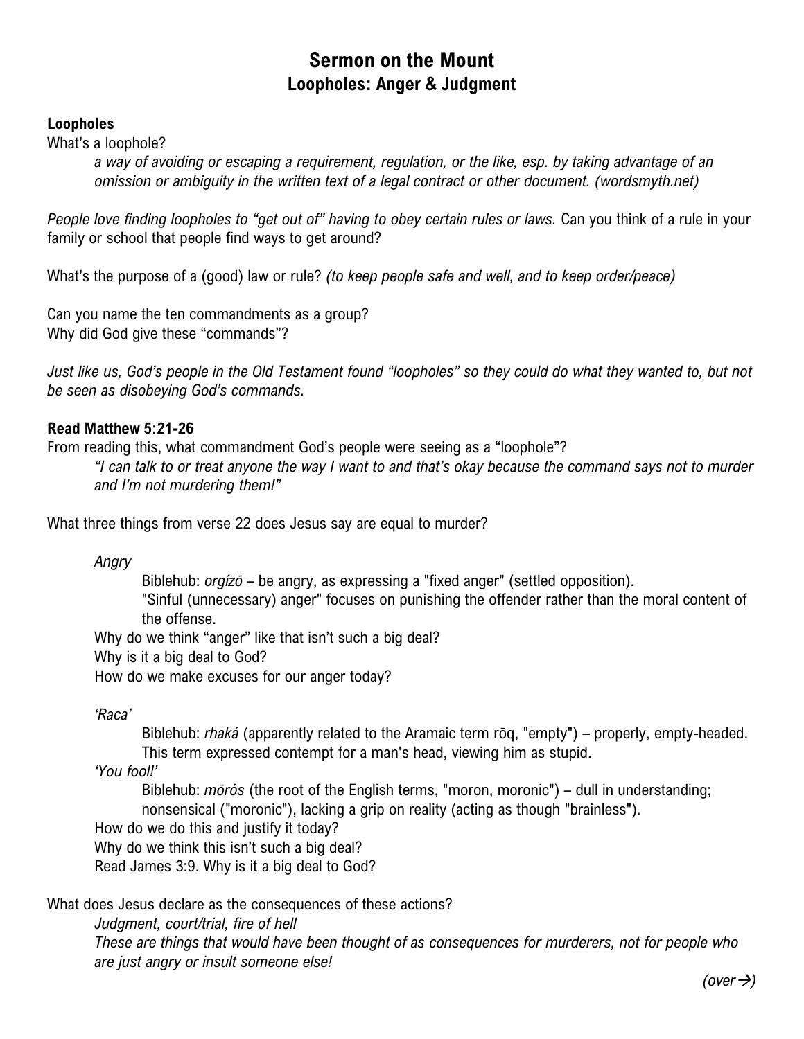# Sermon on the Mount
## Loopholes: Anger & Judgment

**Loopholes**

What's a loophole?

> *a way of avoiding or escaping a requirement, regulation, or the like, esp. by taking advantage of an omission or ambiguity in the written text of a legal contract or other document. (wordsmyth.net)*

*People love finding loopholes to "get out of" having to obey certain rules or laws.* Can you think of a rule in your family or school that people find ways to get around?

What's the purpose of a (good) law or rule? *(to keep people safe and well, and to keep order/peace)*

Can you name the ten commandments as a group?
Why did God give these "commands"?

*Just like us, God's people in the Old Testament found "loopholes" so they could do what they wanted to, but not be seen as disobeying God's commands.*

**Read Matthew 5:21-26**

From reading this, what commandment God's people were seeing as a "loophole"?

> *"I can talk to or treat anyone the way I want to and that's okay because the command says not to murder and I'm not murdering them!"*

What three things from verse 22 does Jesus say are equal to murder?

> *Angry*
>
> > Biblehub: *orgízō* – be angry, as expressing a "fixed anger" (settled opposition).
> > "Sinful (unnecessary) anger" focuses on punishing the offender rather than the moral content of the offense.
>
> Why do we think "anger" like that isn't such a big deal?
> Why is it a big deal to God?
> How do we make excuses for our anger today?
>
> *'Raca'*
>
> > Biblehub: *rhaká* (apparently related to the Aramaic term rōq, "empty") – properly, empty-headed. This term expressed contempt for a man's head, viewing him as stupid.
>
> *'You fool!'*
>
> > Biblehub: *mōrós* (the root of the English terms, "moron, moronic") – dull in understanding; nonsensical ("moronic"), lacking a grip on reality (acting as though "brainless").
>
> How do we do this and justify it today?
> Why do we think this isn't such a big deal?
> Read James 3:9. Why is it a big deal to God?

What does Jesus declare as the consequences of these actions?

> *Judgment, court/trial, fire of hell*
> *These are things that would have been thought of as consequences for <u>murderers</u>, not for people who are just angry or insult someone else!*

*(over →)*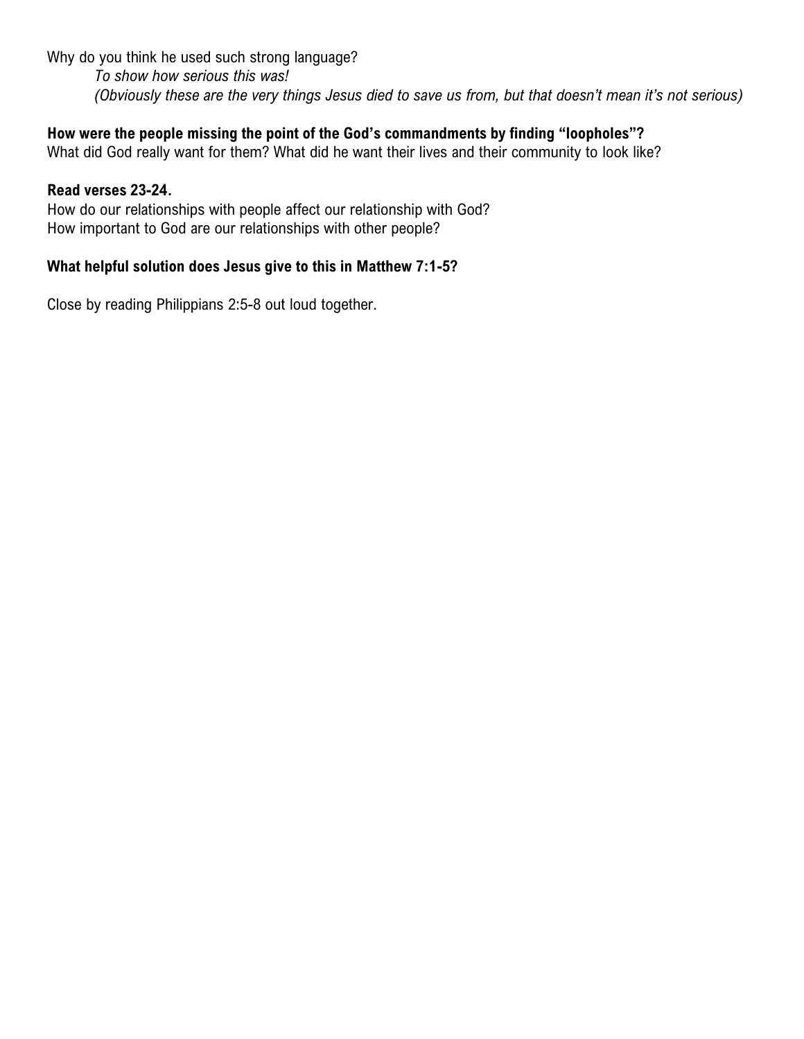Why do you think he used such strong language?

*To show how serious this was!*

*(Obviously these are the very things Jesus died to save us from, but that doesn't mean it's not serious)*

**How were the people missing the point of the God's commandments by finding "loopholes"?**

What did God really want for them? What did he want their lives and their community to look like?

**Read verses 23-24.**

How do our relationships with people affect our relationship with God?

How important to God are our relationships with other people?

**What helpful solution does Jesus give to this in Matthew 7:1-5?**

Close by reading Philippians 2:5-8 out loud together.